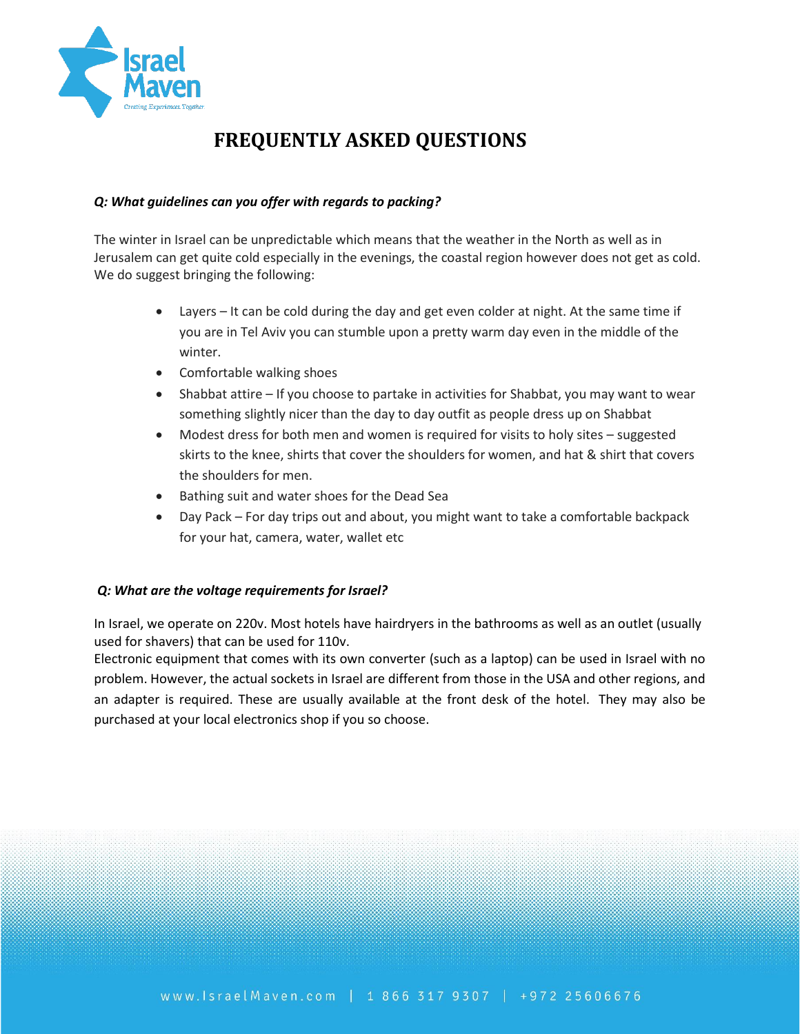# FREQUENTLY ASKED QUESTIONS

***Q: What guidelines can you offer with regards to packing?***

The winter in Israel can be unpredictable which means that the weather in the North as well as in Jerusalem can get quite cold especially in the evenings, the coastal region however does not get as cold. We do suggest bringing the following:

- Layers – It can be cold during the day and get even colder at night. At the same time if you are in Tel Aviv you can stumble upon a pretty warm day even in the middle of the winter.
- Comfortable walking shoes
- Shabbat attire – If you choose to partake in activities for Shabbat, you may want to wear something slightly nicer than the day to day outfit as people dress up on Shabbat
- Modest dress for both men and women is required for visits to holy sites – suggested skirts to the knee, shirts that cover the shoulders for women, and hat & shirt that covers the shoulders for men.
- Bathing suit and water shoes for the Dead Sea
- Day Pack – For day trips out and about, you might want to take a comfortable backpack for your hat, camera, water, wallet etc

***Q: What are the voltage requirements for Israel?***

In Israel, we operate on 220v. Most hotels have hairdryers in the bathrooms as well as an outlet (usually used for shavers) that can be used for 110v.
Electronic equipment that comes with its own converter (such as a laptop) can be used in Israel with no problem. However, the actual sockets in Israel are different from those in the USA and other regions, and an adapter is required. These are usually available at the front desk of the hotel. They may also be purchased at your local electronics shop if you so choose.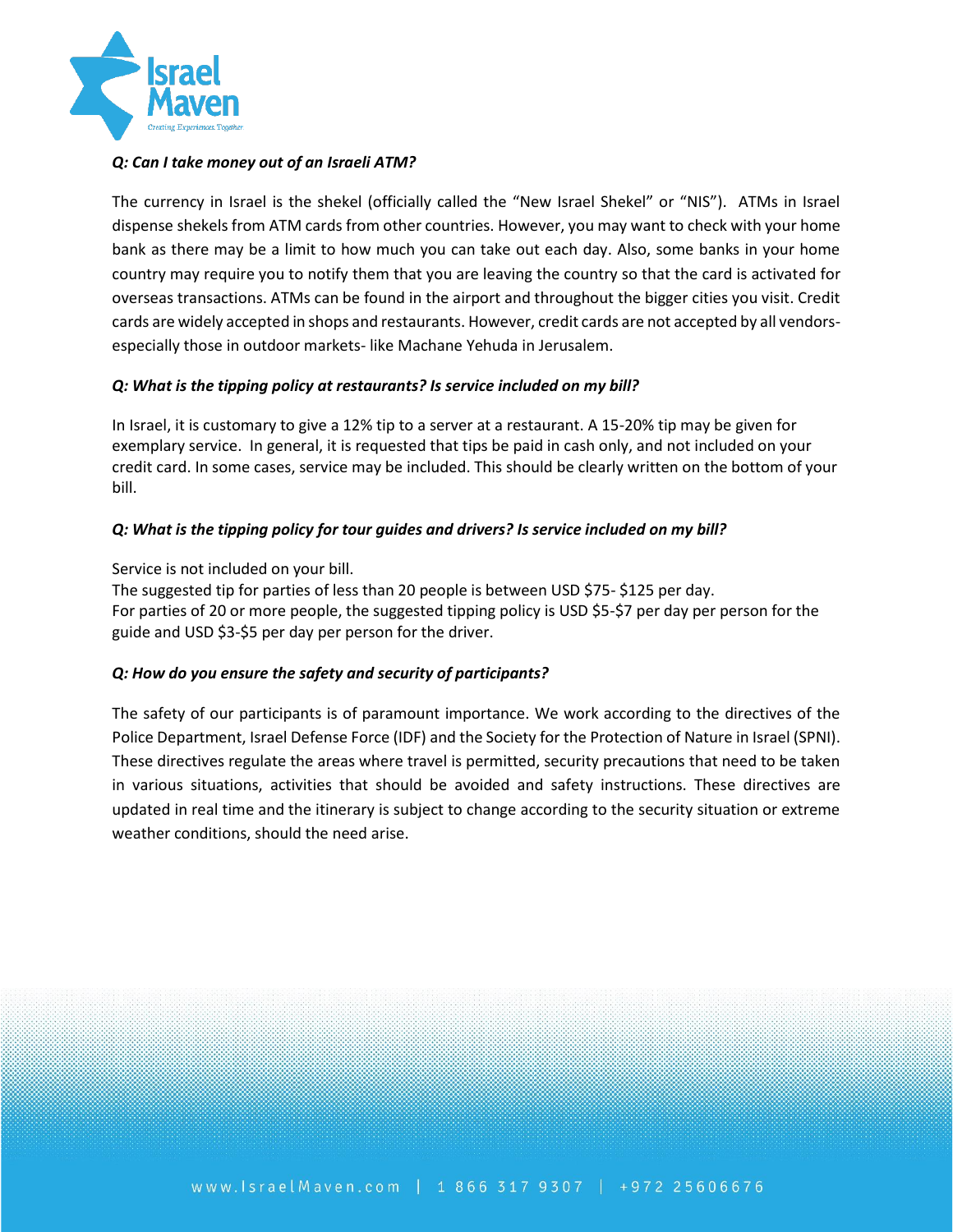***Q: Can I take money out of an Israeli ATM?***

The currency in Israel is the shekel (officially called the "New Israel Shekel" or "NIS"). ATMs in Israel dispense shekels from ATM cards from other countries. However, you may want to check with your home bank as there may be a limit to how much you can take out each day. Also, some banks in your home country may require you to notify them that you are leaving the country so that the card is activated for overseas transactions. ATMs can be found in the airport and throughout the bigger cities you visit. Credit cards are widely accepted in shops and restaurants. However, credit cards are not accepted by all vendors- especially those in outdoor markets- like Machane Yehuda in Jerusalem.

***Q: What is the tipping policy at restaurants? Is service included on my bill?***

In Israel, it is customary to give a 12% tip to a server at a restaurant. A 15-20% tip may be given for exemplary service. In general, it is requested that tips be paid in cash only, and not included on your credit card. In some cases, service may be included. This should be clearly written on the bottom of your bill.

***Q: What is the tipping policy for tour guides and drivers? Is service included on my bill?***

Service is not included on your bill.
The suggested tip for parties of less than 20 people is between USD $75- $125 per day.
For parties of 20 or more people, the suggested tipping policy is USD $5-$7 per day per person for the guide and USD $3-$5 per day per person for the driver.

***Q: How do you ensure the safety and security of participants?***

The safety of our participants is of paramount importance. We work according to the directives of the Police Department, Israel Defense Force (IDF) and the Society for the Protection of Nature in Israel (SPNI). These directives regulate the areas where travel is permitted, security precautions that need to be taken in various situations, activities that should be avoided and safety instructions. These directives are updated in real time and the itinerary is subject to change according to the security situation or extreme weather conditions, should the need arise.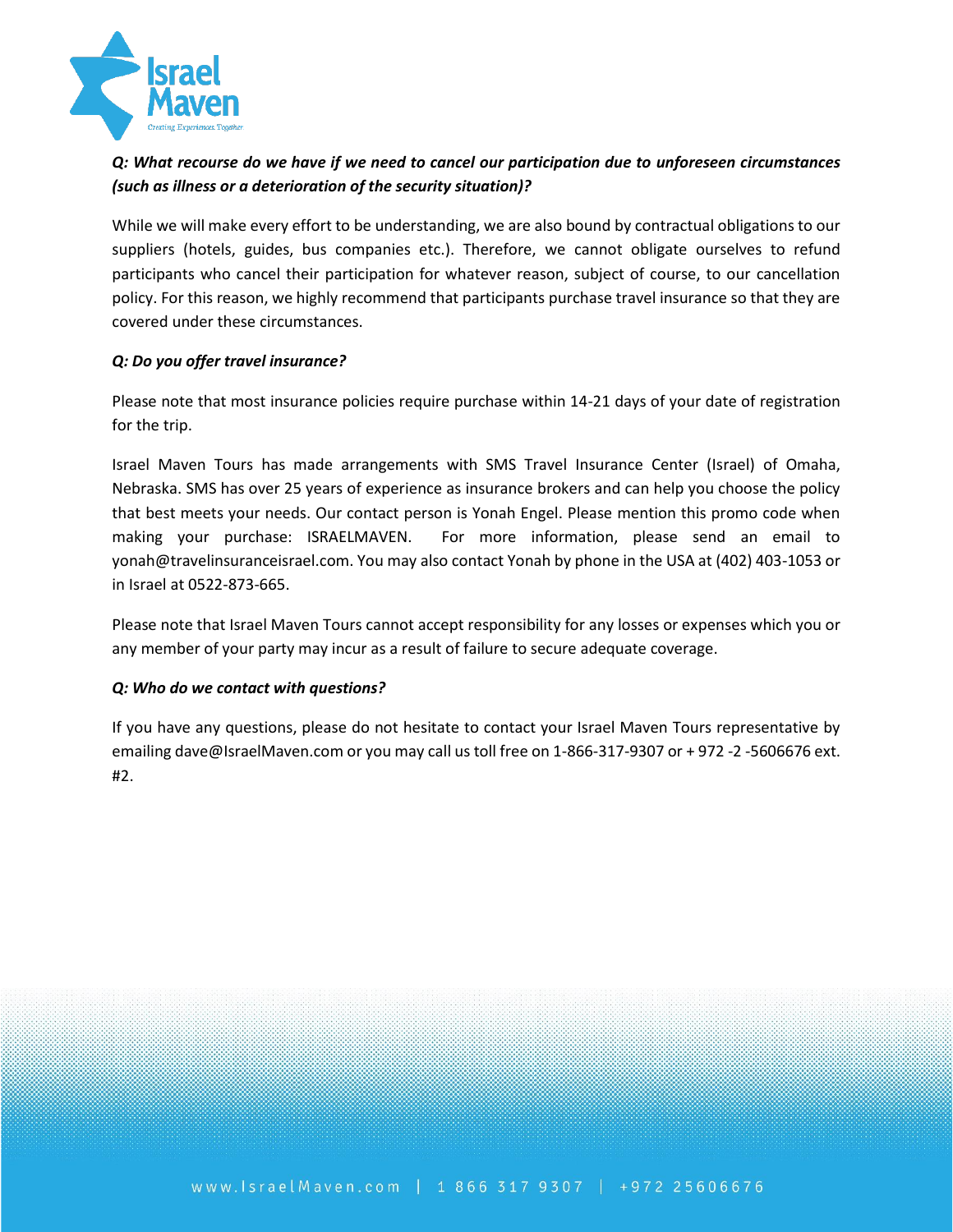***Q: What recourse do we have if we need to cancel our participation due to unforeseen circumstances (such as illness or a deterioration of the security situation)?***

While we will make every effort to be understanding, we are also bound by contractual obligations to our suppliers (hotels, guides, bus companies etc.). Therefore, we cannot obligate ourselves to refund participants who cancel their participation for whatever reason, subject of course, to our cancellation policy. For this reason, we highly recommend that participants purchase travel insurance so that they are covered under these circumstances.

***Q: Do you offer travel insurance?***

Please note that most insurance policies require purchase within 14-21 days of your date of registration for the trip.

Israel Maven Tours has made arrangements with SMS Travel Insurance Center (Israel) of Omaha, Nebraska. SMS has over 25 years of experience as insurance brokers and can help you choose the policy that best meets your needs. Our contact person is Yonah Engel. Please mention this promo code when making your purchase: ISRAELMAVEN. For more information, please send an email to yonah@travelinsuranceisrael.com. You may also contact Yonah by phone in the USA at (402) 403-1053 or in Israel at 0522-873-665.

Please note that Israel Maven Tours cannot accept responsibility for any losses or expenses which you or any member of your party may incur as a result of failure to secure adequate coverage.

***Q: Who do we contact with questions?***

If you have any questions, please do not hesitate to contact your Israel Maven Tours representative by emailing dave@IsraelMaven.com or you may call us toll free on 1-866-317-9307 or + 972 -2 -5606676 ext. #2.